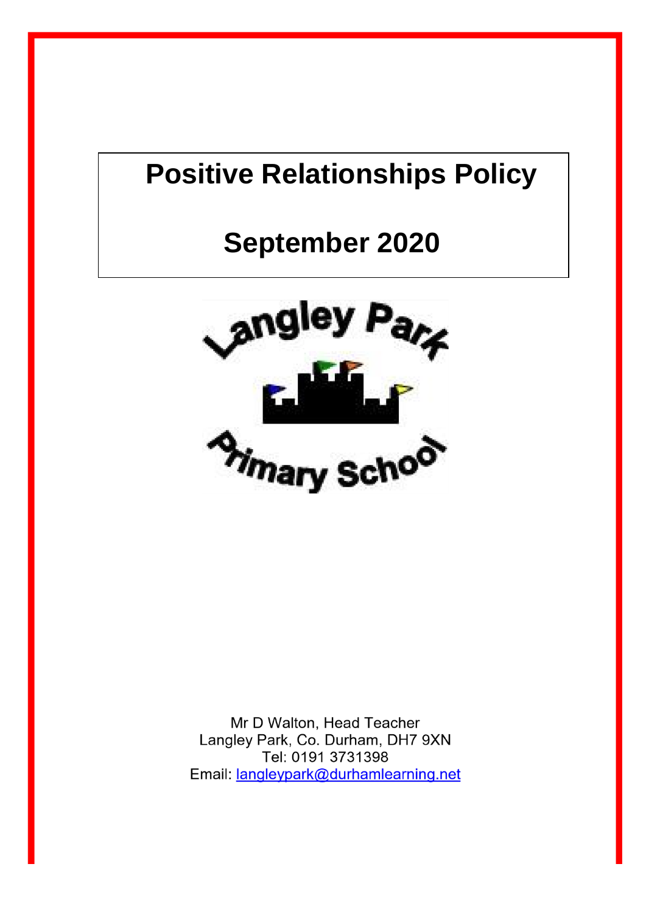# Positive Relationships Policy

# September 2020

Langley Park Primary School

Mr D Walton, Head Teacher
Langley Park, Co. Durham, DH7 9XN
Tel: 0191 3731398
Email: langleypark@durhamlearning.net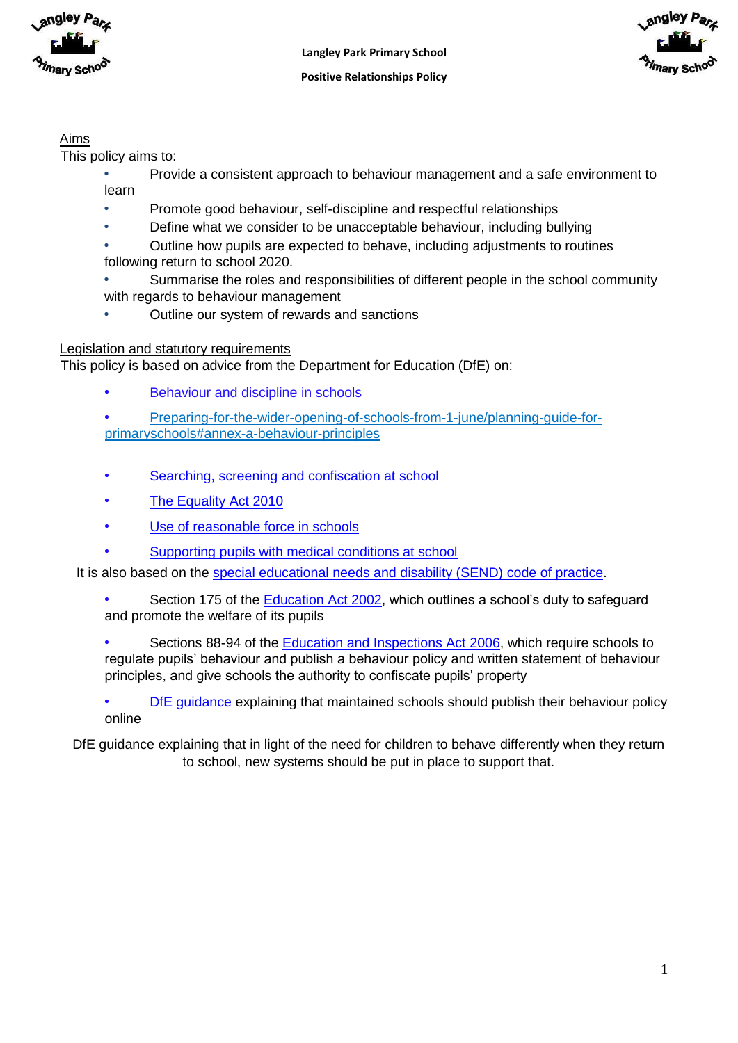**Langley Park Primary School**

**Positive Relationships Policy**

## Aims

This policy aims to:

- Provide a consistent approach to behaviour management and a safe environment to learn
- Promote good behaviour, self-discipline and respectful relationships
- Define what we consider to be unacceptable behaviour, including bullying
- Outline how pupils are expected to behave, including adjustments to routines following return to school 2020.
- Summarise the roles and responsibilities of different people in the school community with regards to behaviour management
- Outline our system of rewards and sanctions

## Legislation and statutory requirements

This policy is based on advice from the Department for Education (DfE) on:

- Behaviour and discipline in schools
- Preparing-for-the-wider-opening-of-schools-from-1-june/planning-guide-for-primaryschools#annex-a-behaviour-principles
- Searching, screening and confiscation at school
- The Equality Act 2010
- Use of reasonable force in schools
- Supporting pupils with medical conditions at school

It is also based on the special educational needs and disability (SEND) code of practice.

- Section 175 of the Education Act 2002, which outlines a school's duty to safeguard and promote the welfare of its pupils
- Sections 88-94 of the Education and Inspections Act 2006, which require schools to regulate pupils' behaviour and publish a behaviour policy and written statement of behaviour principles, and give schools the authority to confiscate pupils' property
- DfE guidance explaining that maintained schools should publish their behaviour policy online

DfE guidance explaining that in light of the need for children to behave differently when they return to school, new systems should be put in place to support that.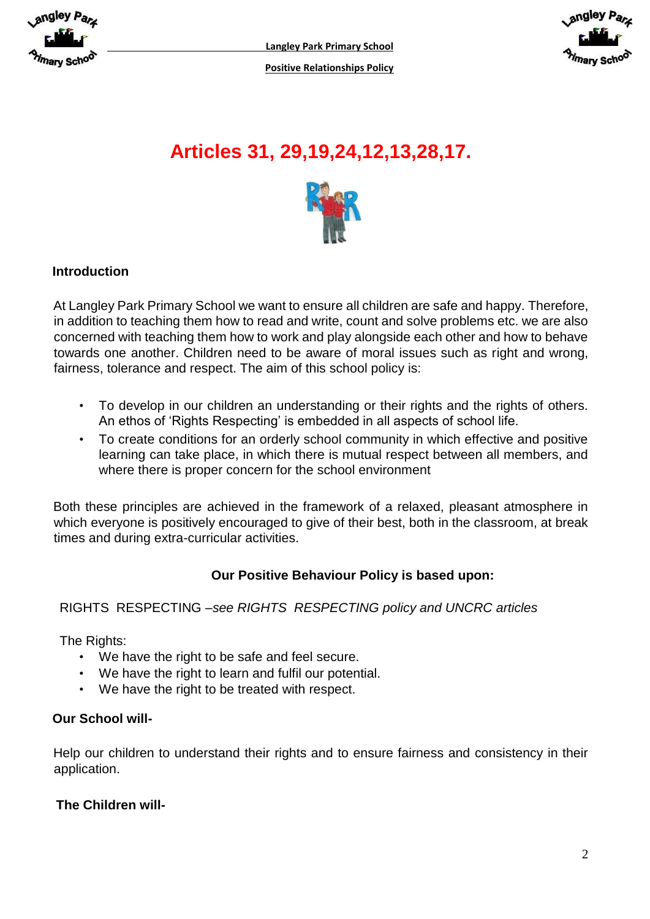# Articles 31, 29,19,24,12,13,28,17.

## Introduction

At Langley Park Primary School we want to ensure all children are safe and happy. Therefore, in addition to teaching them how to read and write, count and solve problems etc. we are also concerned with teaching them how to work and play alongside each other and how to behave towards one another. Children need to be aware of moral issues such as right and wrong, fairness, tolerance and respect. The aim of this school policy is:

- To develop in our children an understanding or their rights and the rights of others. An ethos of 'Rights Respecting' is embedded in all aspects of school life.
- To create conditions for an orderly school community in which effective and positive learning can take place, in which there is mutual respect between all members, and where there is proper concern for the school environment

Both these principles are achieved in the framework of a relaxed, pleasant atmosphere in which everyone is positively encouraged to give of their best, both in the classroom, at break times and during extra-curricular activities.

**Our Positive Behaviour Policy is based upon:**

RIGHTS RESPECTING –*see RIGHTS RESPECTING policy and UNCRC articles*

The Rights:

- We have the right to be safe and feel secure.
- We have the right to learn and fulfil our potential.
- We have the right to be treated with respect.

**Our School will-**

Help our children to understand their rights and to ensure fairness and consistency in their application.

**The Children will-**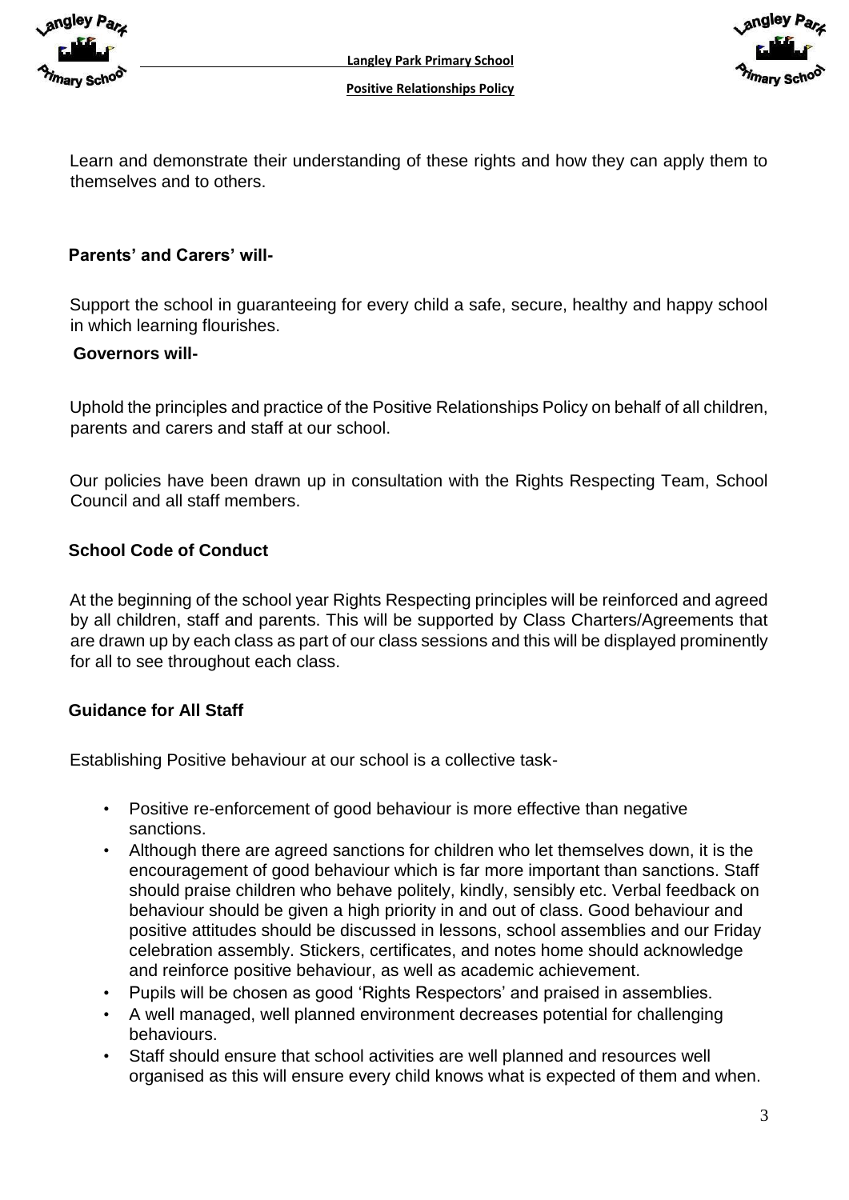Learn and demonstrate their understanding of these rights and how they can apply them to themselves and to others.

**Parents' and Carers' will-**

Support the school in guaranteeing for every child a safe, secure, healthy and happy school in which learning flourishes.

**Governors will-**

Uphold the principles and practice of the Positive Relationships Policy on behalf of all children, parents and carers and staff at our school.

Our policies have been drawn up in consultation with the Rights Respecting Team, School Council and all staff members.

**School Code of Conduct**

At the beginning of the school year Rights Respecting principles will be reinforced and agreed by all children, staff and parents. This will be supported by Class Charters/Agreements that are drawn up by each class as part of our class sessions and this will be displayed prominently for all to see throughout each class.

**Guidance for All Staff**

Establishing Positive behaviour at our school is a collective task-

- Positive re-enforcement of good behaviour is more effective than negative sanctions.
- Although there are agreed sanctions for children who let themselves down, it is the encouragement of good behaviour which is far more important than sanctions. Staff should praise children who behave politely, kindly, sensibly etc. Verbal feedback on behaviour should be given a high priority in and out of class. Good behaviour and positive attitudes should be discussed in lessons, school assemblies and our Friday celebration assembly. Stickers, certificates, and notes home should acknowledge and reinforce positive behaviour, as well as academic achievement.
- Pupils will be chosen as good 'Rights Respectors' and praised in assemblies.
- A well managed, well planned environment decreases potential for challenging behaviours.
- Staff should ensure that school activities are well planned and resources well organised as this will ensure every child knows what is expected of them and when.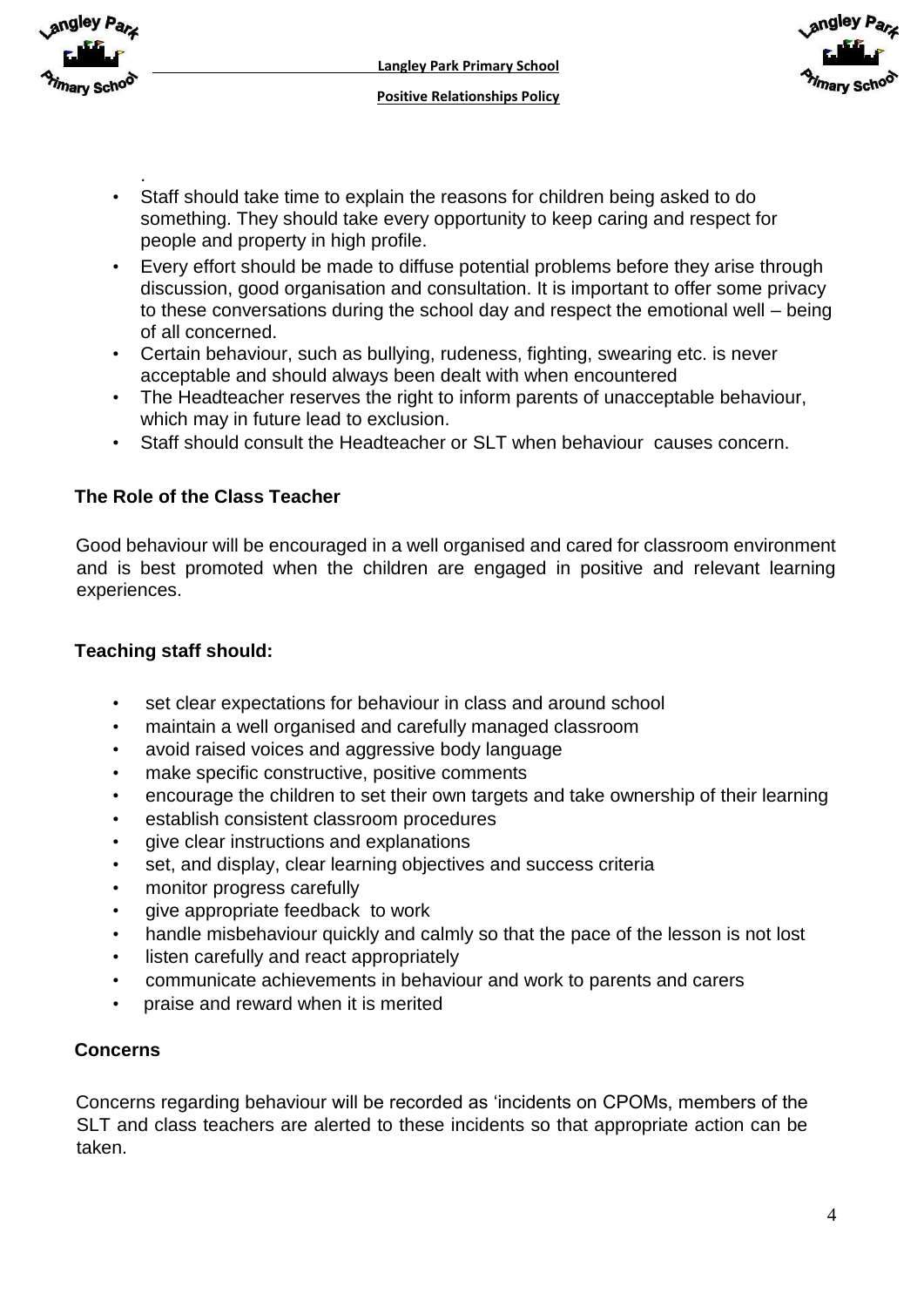.

- Staff should take time to explain the reasons for children being asked to do something. They should take every opportunity to keep caring and respect for people and property in high profile.
- Every effort should be made to diffuse potential problems before they arise through discussion, good organisation and consultation. It is important to offer some privacy to these conversations during the school day and respect the emotional well – being of all concerned.
- Certain behaviour, such as bullying, rudeness, fighting, swearing etc. is never acceptable and should always been dealt with when encountered
- The Headteacher reserves the right to inform parents of unacceptable behaviour, which may in future lead to exclusion.
- Staff should consult the Headteacher or SLT when behaviour causes concern.

**The Role of the Class Teacher**

Good behaviour will be encouraged in a well organised and cared for classroom environment and is best promoted when the children are engaged in positive and relevant learning experiences.

**Teaching staff should:**

- set clear expectations for behaviour in class and around school
- maintain a well organised and carefully managed classroom
- avoid raised voices and aggressive body language
- make specific constructive, positive comments
- encourage the children to set their own targets and take ownership of their learning
- establish consistent classroom procedures
- give clear instructions and explanations
- set, and display, clear learning objectives and success criteria
- monitor progress carefully
- give appropriate feedback to work
- handle misbehaviour quickly and calmly so that the pace of the lesson is not lost
- listen carefully and react appropriately
- communicate achievements in behaviour and work to parents and carers
- praise and reward when it is merited

**Concerns**

Concerns regarding behaviour will be recorded as 'incidents on CPOMs, members of the SLT and class teachers are alerted to these incidents so that appropriate action can be taken.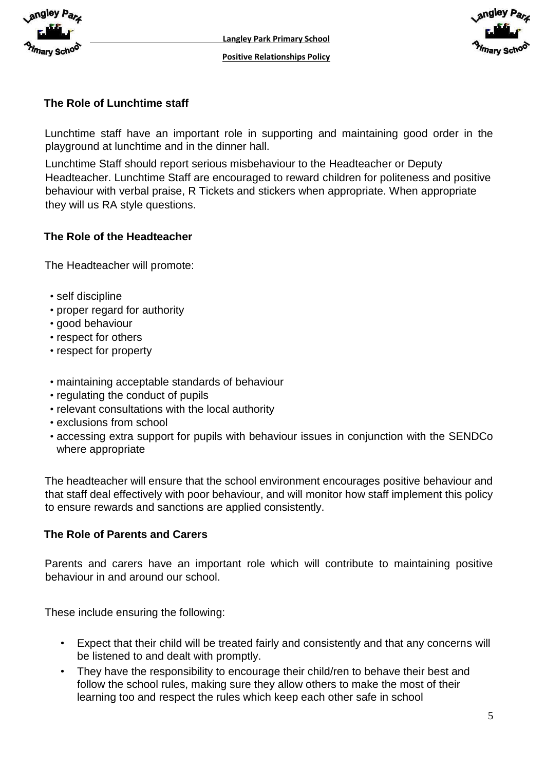### The Role of Lunchtime staff

Lunchtime staff have an important role in supporting and maintaining good order in the playground at lunchtime and in the dinner hall.

Lunchtime Staff should report serious misbehaviour to the Headteacher or Deputy Headteacher. Lunchtime Staff are encouraged to reward children for politeness and positive behaviour with verbal praise, R Tickets and stickers when appropriate. When appropriate they will us RA style questions.

### The Role of the Headteacher

The Headteacher will promote:

- self discipline
- proper regard for authority
- good behaviour
- respect for others
- respect for property

- maintaining acceptable standards of behaviour
- regulating the conduct of pupils
- relevant consultations with the local authority
- exclusions from school
- accessing extra support for pupils with behaviour issues in conjunction with the SENDCo where appropriate

The headteacher will ensure that the school environment encourages positive behaviour and that staff deal effectively with poor behaviour, and will monitor how staff implement this policy to ensure rewards and sanctions are applied consistently.

### The Role of Parents and Carers

Parents and carers have an important role which will contribute to maintaining positive behaviour in and around our school.

These include ensuring the following:

- Expect that their child will be treated fairly and consistently and that any concerns will be listened to and dealt with promptly.
- They have the responsibility to encourage their child/ren to behave their best and follow the school rules, making sure they allow others to make the most of their learning too and respect the rules which keep each other safe in school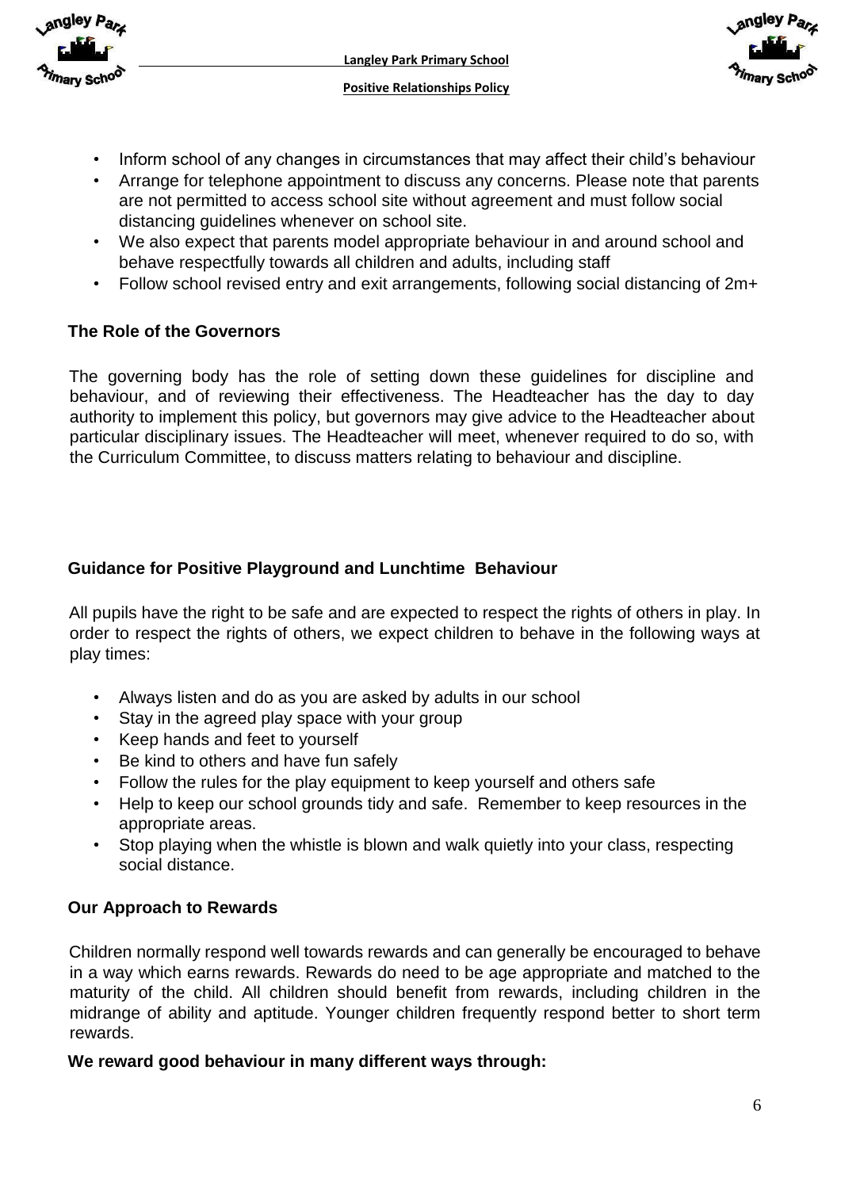- Inform school of any changes in circumstances that may affect their child's behaviour
- Arrange for telephone appointment to discuss any concerns. Please note that parents are not permitted to access school site without agreement and must follow social distancing guidelines whenever on school site.
- We also expect that parents model appropriate behaviour in and around school and behave respectfully towards all children and adults, including staff
- Follow school revised entry and exit arrangements, following social distancing of 2m+

## The Role of the Governors

The governing body has the role of setting down these guidelines for discipline and behaviour, and of reviewing their effectiveness. The Headteacher has the day to day authority to implement this policy, but governors may give advice to the Headteacher about particular disciplinary issues. The Headteacher will meet, whenever required to do so, with the Curriculum Committee, to discuss matters relating to behaviour and discipline.

## Guidance for Positive Playground and Lunchtime Behaviour

All pupils have the right to be safe and are expected to respect the rights of others in play. In order to respect the rights of others, we expect children to behave in the following ways at play times:

- Always listen and do as you are asked by adults in our school
- Stay in the agreed play space with your group
- Keep hands and feet to yourself
- Be kind to others and have fun safely
- Follow the rules for the play equipment to keep yourself and others safe
- Help to keep our school grounds tidy and safe. Remember to keep resources in the appropriate areas.
- Stop playing when the whistle is blown and walk quietly into your class, respecting social distance.

## Our Approach to Rewards

Children normally respond well towards rewards and can generally be encouraged to behave in a way which earns rewards. Rewards do need to be age appropriate and matched to the maturity of the child. All children should benefit from rewards, including children in the midrange of ability and aptitude. Younger children frequently respond better to short term rewards.

**We reward good behaviour in many different ways through:**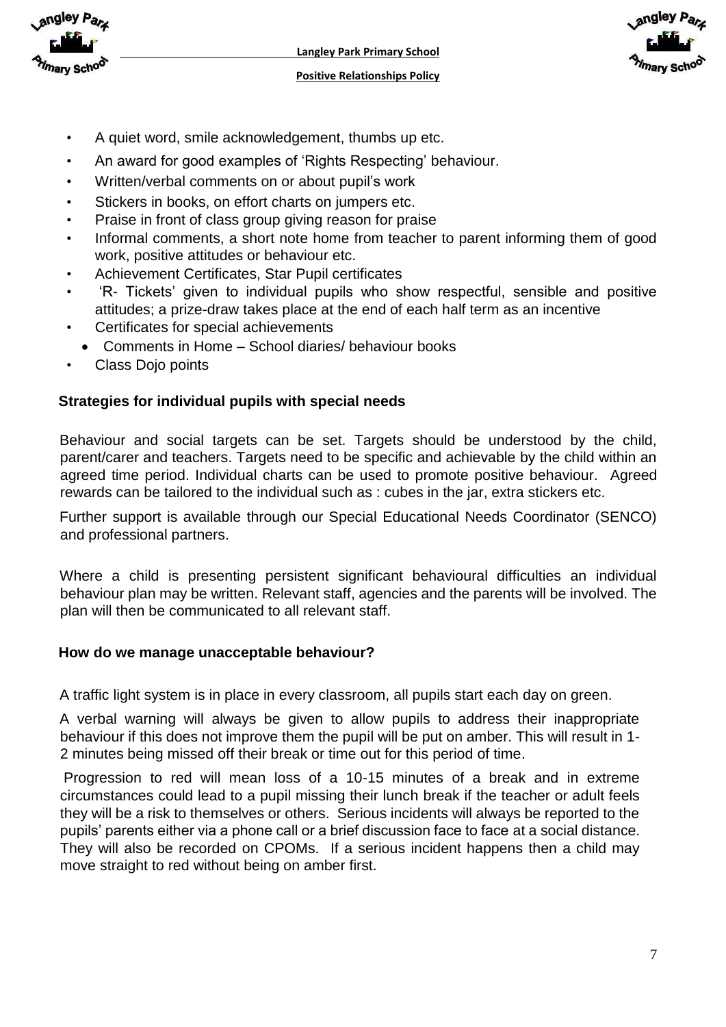- A quiet word, smile acknowledgement, thumbs up etc.
- An award for good examples of 'Rights Respecting' behaviour.
- Written/verbal comments on or about pupil's work
- Stickers in books, on effort charts on jumpers etc.
- Praise in front of class group giving reason for praise
- Informal comments, a short note home from teacher to parent informing them of good work, positive attitudes or behaviour etc.
- Achievement Certificates, Star Pupil certificates
- 'R- Tickets' given to individual pupils who show respectful, sensible and positive attitudes; a prize-draw takes place at the end of each half term as an incentive
- Certificates for special achievements
  - Comments in Home – School diaries/ behaviour books
- Class Dojo points

**Strategies for individual pupils with special needs**

Behaviour and social targets can be set. Targets should be understood by the child, parent/carer and teachers. Targets need to be specific and achievable by the child within an agreed time period. Individual charts can be used to promote positive behaviour. Agreed rewards can be tailored to the individual such as : cubes in the jar, extra stickers etc.

Further support is available through our Special Educational Needs Coordinator (SENCO) and professional partners.

Where a child is presenting persistent significant behavioural difficulties an individual behaviour plan may be written. Relevant staff, agencies and the parents will be involved. The plan will then be communicated to all relevant staff.

**How do we manage unacceptable behaviour?**

A traffic light system is in place in every classroom, all pupils start each day on green.

A verbal warning will always be given to allow pupils to address their inappropriate behaviour if this does not improve them the pupil will be put on amber. This will result in 1-2 minutes being missed off their break or time out for this period of time.

Progression to red will mean loss of a 10-15 minutes of a break and in extreme circumstances could lead to a pupil missing their lunch break if the teacher or adult feels they will be a risk to themselves or others. Serious incidents will always be reported to the pupils' parents either via a phone call or a brief discussion face to face at a social distance. They will also be recorded on CPOMs. If a serious incident happens then a child may move straight to red without being on amber first.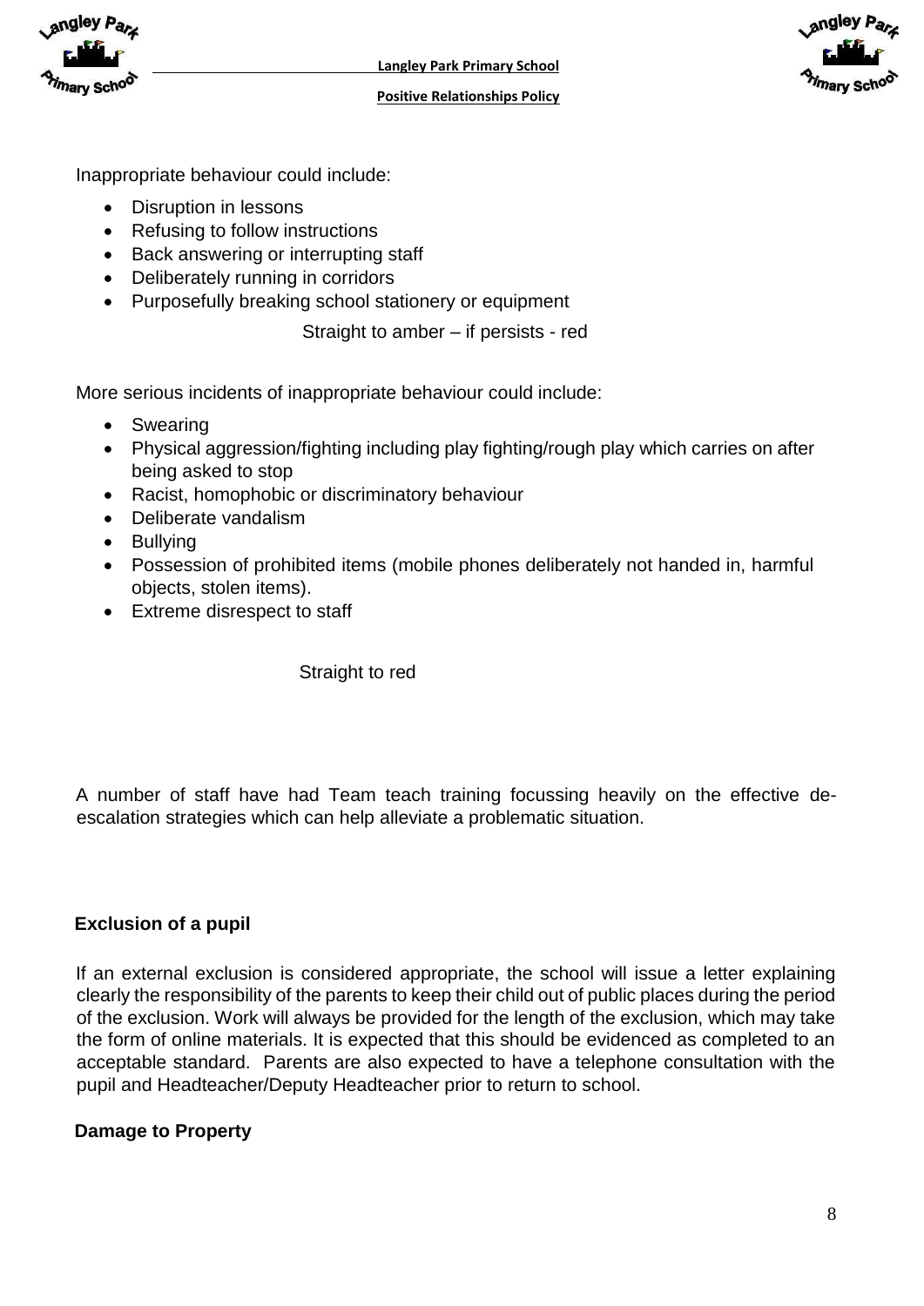Inappropriate behaviour could include:

- Disruption in lessons
- Refusing to follow instructions
- Back answering or interrupting staff
- Deliberately running in corridors
- Purposefully breaking school stationery or equipment

Straight to amber – if persists - red

More serious incidents of inappropriate behaviour could include:

- Swearing
- Physical aggression/fighting including play fighting/rough play which carries on after being asked to stop
- Racist, homophobic or discriminatory behaviour
- Deliberate vandalism
- Bullying
- Possession of prohibited items (mobile phones deliberately not handed in, harmful objects, stolen items).
- Extreme disrespect to staff

Straight to red

A number of staff have had Team teach training focussing heavily on the effective de-escalation strategies which can help alleviate a problematic situation.

**Exclusion of a pupil**

If an external exclusion is considered appropriate, the school will issue a letter explaining clearly the responsibility of the parents to keep their child out of public places during the period of the exclusion. Work will always be provided for the length of the exclusion, which may take the form of online materials. It is expected that this should be evidenced as completed to an acceptable standard. Parents are also expected to have a telephone consultation with the pupil and Headteacher/Deputy Headteacher prior to return to school.

**Damage to Property**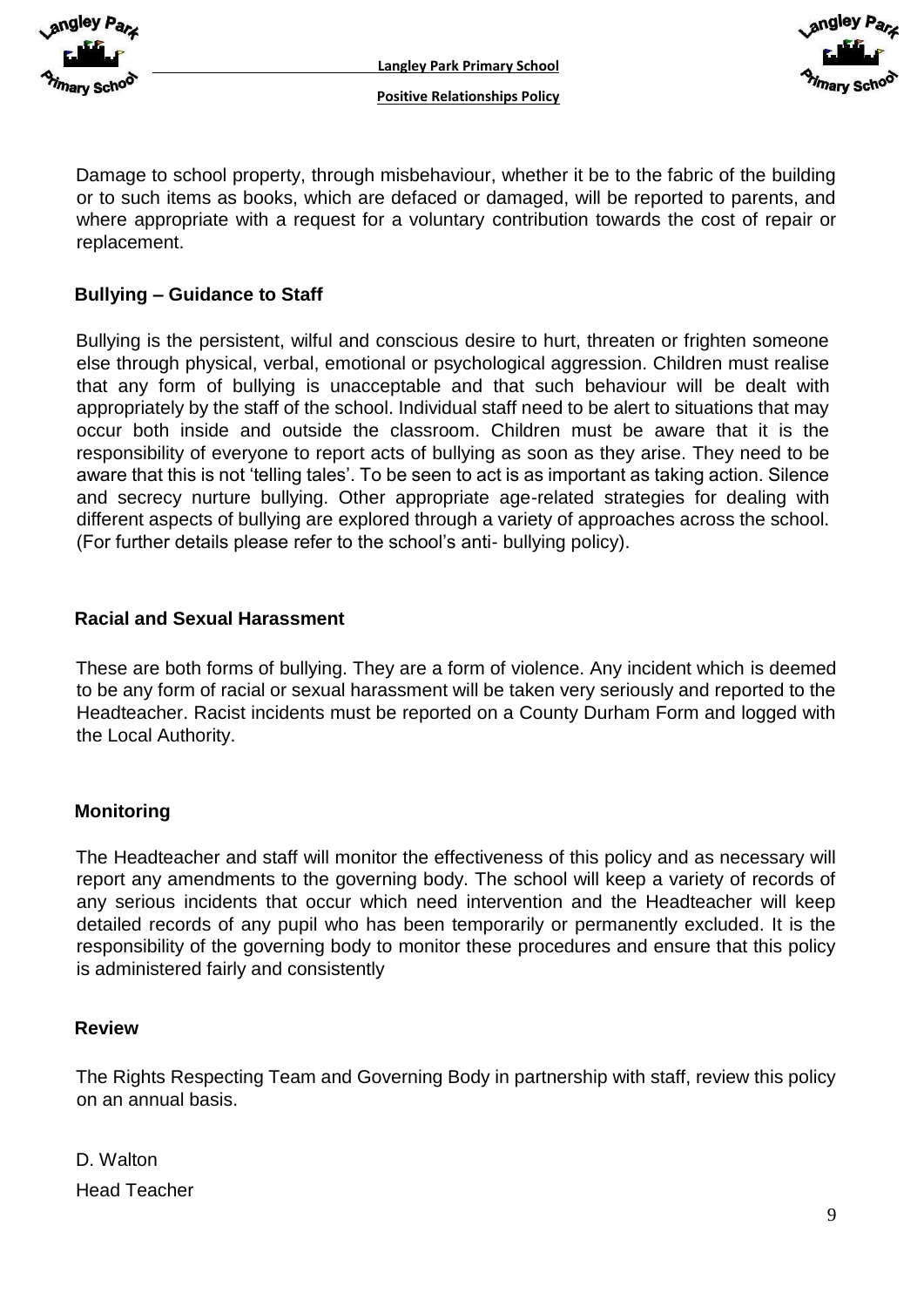Damage to school property, through misbehaviour, whether it be to the fabric of the building or to such items as books, which are defaced or damaged, will be reported to parents, and where appropriate with a request for a voluntary contribution towards the cost of repair or replacement.

**Bullying – Guidance to Staff**

Bullying is the persistent, wilful and conscious desire to hurt, threaten or frighten someone else through physical, verbal, emotional or psychological aggression. Children must realise that any form of bullying is unacceptable and that such behaviour will be dealt with appropriately by the staff of the school. Individual staff need to be alert to situations that may occur both inside and outside the classroom. Children must be aware that it is the responsibility of everyone to report acts of bullying as soon as they arise. They need to be aware that this is not 'telling tales'. To be seen to act is as important as taking action. Silence and secrecy nurture bullying. Other appropriate age-related strategies for dealing with different aspects of bullying are explored through a variety of approaches across the school. (For further details please refer to the school's anti- bullying policy).

**Racial and Sexual Harassment**

These are both forms of bullying. They are a form of violence. Any incident which is deemed to be any form of racial or sexual harassment will be taken very seriously and reported to the Headteacher. Racist incidents must be reported on a County Durham Form and logged with the Local Authority.

**Monitoring**

The Headteacher and staff will monitor the effectiveness of this policy and as necessary will report any amendments to the governing body. The school will keep a variety of records of any serious incidents that occur which need intervention and the Headteacher will keep detailed records of any pupil who has been temporarily or permanently excluded. It is the responsibility of the governing body to monitor these procedures and ensure that this policy is administered fairly and consistently

**Review**

The Rights Respecting Team and Governing Body in partnership with staff, review this policy on an annual basis.

D. Walton

Head Teacher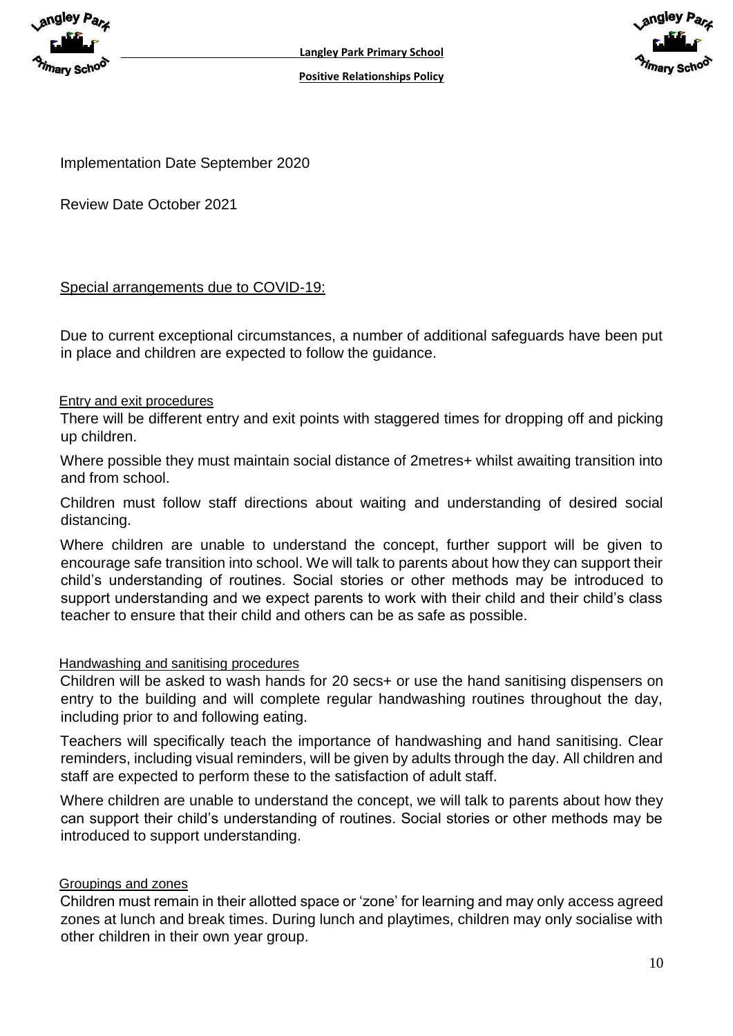Implementation Date September 2020

Review Date October 2021

## Special arrangements due to COVID-19:

Due to current exceptional circumstances, a number of additional safeguards have been put in place and children are expected to follow the guidance.

### Entry and exit procedures

There will be different entry and exit points with staggered times for dropping off and picking up children.

Where possible they must maintain social distance of 2metres+ whilst awaiting transition into and from school.

Children must follow staff directions about waiting and understanding of desired social distancing.

Where children are unable to understand the concept, further support will be given to encourage safe transition into school. We will talk to parents about how they can support their child's understanding of routines. Social stories or other methods may be introduced to support understanding and we expect parents to work with their child and their child's class teacher to ensure that their child and others can be as safe as possible.

### Handwashing and sanitising procedures

Children will be asked to wash hands for 20 secs+ or use the hand sanitising dispensers on entry to the building and will complete regular handwashing routines throughout the day, including prior to and following eating.

Teachers will specifically teach the importance of handwashing and hand sanitising. Clear reminders, including visual reminders, will be given by adults through the day. All children and staff are expected to perform these to the satisfaction of adult staff.

Where children are unable to understand the concept, we will talk to parents about how they can support their child's understanding of routines. Social stories or other methods may be introduced to support understanding.

### Groupings and zones

Children must remain in their allotted space or 'zone' for learning and may only access agreed zones at lunch and break times. During lunch and playtimes, children may only socialise with other children in their own year group.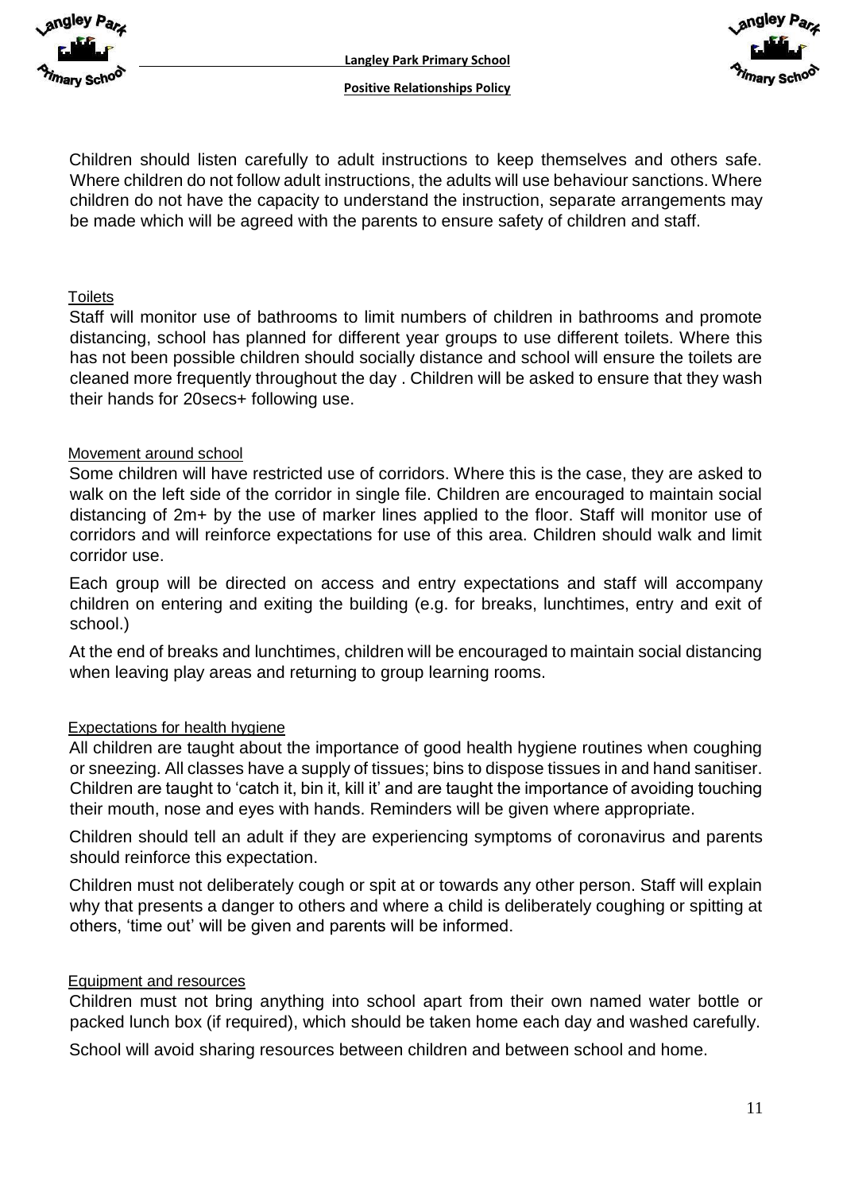Children should listen carefully to adult instructions to keep themselves and others safe. Where children do not follow adult instructions, the adults will use behaviour sanctions. Where children do not have the capacity to understand the instruction, separate arrangements may be made which will be agreed with the parents to ensure safety of children and staff.

### Toilets

Staff will monitor use of bathrooms to limit numbers of children in bathrooms and promote distancing, school has planned for different year groups to use different toilets. Where this has not been possible children should socially distance and school will ensure the toilets are cleaned more frequently throughout the day . Children will be asked to ensure that they wash their hands for 20secs+ following use.

### Movement around school

Some children will have restricted use of corridors. Where this is the case, they are asked to walk on the left side of the corridor in single file. Children are encouraged to maintain social distancing of 2m+ by the use of marker lines applied to the floor. Staff will monitor use of corridors and will reinforce expectations for use of this area. Children should walk and limit corridor use.

Each group will be directed on access and entry expectations and staff will accompany children on entering and exiting the building (e.g. for breaks, lunchtimes, entry and exit of school.)

At the end of breaks and lunchtimes, children will be encouraged to maintain social distancing when leaving play areas and returning to group learning rooms.

### Expectations for health hygiene

All children are taught about the importance of good health hygiene routines when coughing or sneezing. All classes have a supply of tissues; bins to dispose tissues in and hand sanitiser. Children are taught to 'catch it, bin it, kill it' and are taught the importance of avoiding touching their mouth, nose and eyes with hands. Reminders will be given where appropriate.

Children should tell an adult if they are experiencing symptoms of coronavirus and parents should reinforce this expectation.

Children must not deliberately cough or spit at or towards any other person. Staff will explain why that presents a danger to others and where a child is deliberately coughing or spitting at others, 'time out' will be given and parents will be informed.

### Equipment and resources

Children must not bring anything into school apart from their own named water bottle or packed lunch box (if required), which should be taken home each day and washed carefully.

School will avoid sharing resources between children and between school and home.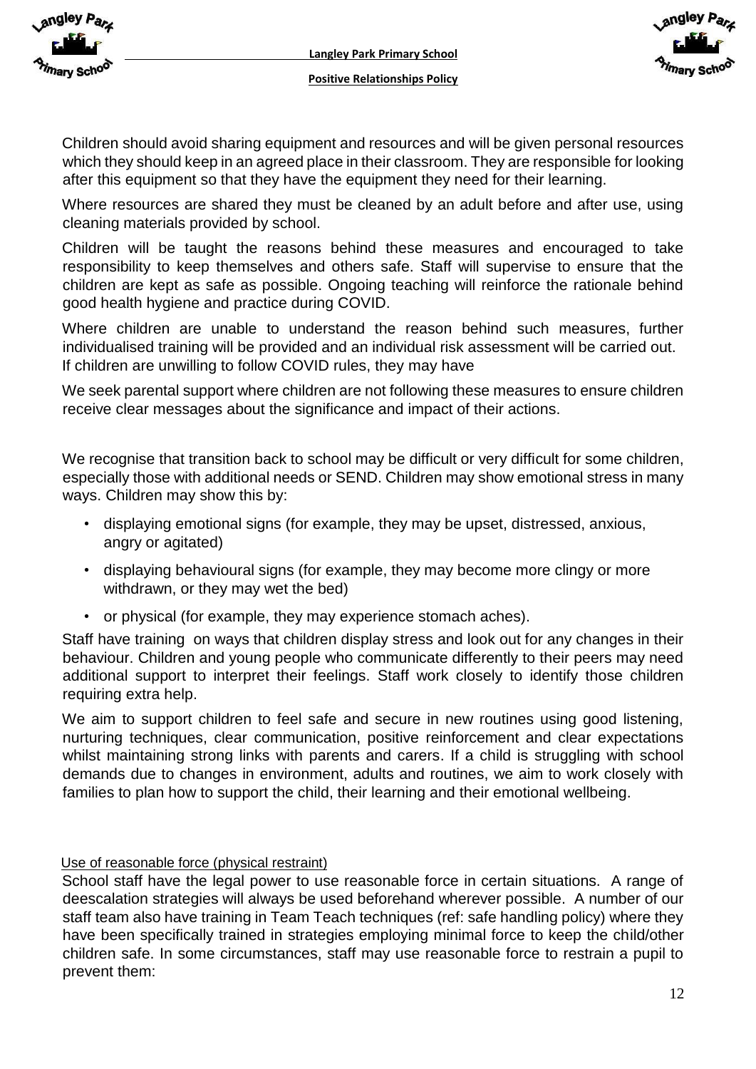Children should avoid sharing equipment and resources and will be given personal resources which they should keep in an agreed place in their classroom. They are responsible for looking after this equipment so that they have the equipment they need for their learning.

Where resources are shared they must be cleaned by an adult before and after use, using cleaning materials provided by school.

Children will be taught the reasons behind these measures and encouraged to take responsibility to keep themselves and others safe. Staff will supervise to ensure that the children are kept as safe as possible. Ongoing teaching will reinforce the rationale behind good health hygiene and practice during COVID.

Where children are unable to understand the reason behind such measures, further individualised training will be provided and an individual risk assessment will be carried out. If children are unwilling to follow COVID rules, they may have

We seek parental support where children are not following these measures to ensure children receive clear messages about the significance and impact of their actions.

We recognise that transition back to school may be difficult or very difficult for some children, especially those with additional needs or SEND. Children may show emotional stress in many ways. Children may show this by:

- displaying emotional signs (for example, they may be upset, distressed, anxious, angry or agitated)
- displaying behavioural signs (for example, they may become more clingy or more withdrawn, or they may wet the bed)
- or physical (for example, they may experience stomach aches).

Staff have training on ways that children display stress and look out for any changes in their behaviour. Children and young people who communicate differently to their peers may need additional support to interpret their feelings. Staff work closely to identify those children requiring extra help.

We aim to support children to feel safe and secure in new routines using good listening, nurturing techniques, clear communication, positive reinforcement and clear expectations whilst maintaining strong links with parents and carers. If a child is struggling with school demands due to changes in environment, adults and routines, we aim to work closely with families to plan how to support the child, their learning and their emotional wellbeing.

## Use of reasonable force (physical restraint)

School staff have the legal power to use reasonable force in certain situations. A range of deescalation strategies will always be used beforehand wherever possible. A number of our staff team also have training in Team Teach techniques (ref: safe handling policy) where they have been specifically trained in strategies employing minimal force to keep the child/other children safe. In some circumstances, staff may use reasonable force to restrain a pupil to prevent them: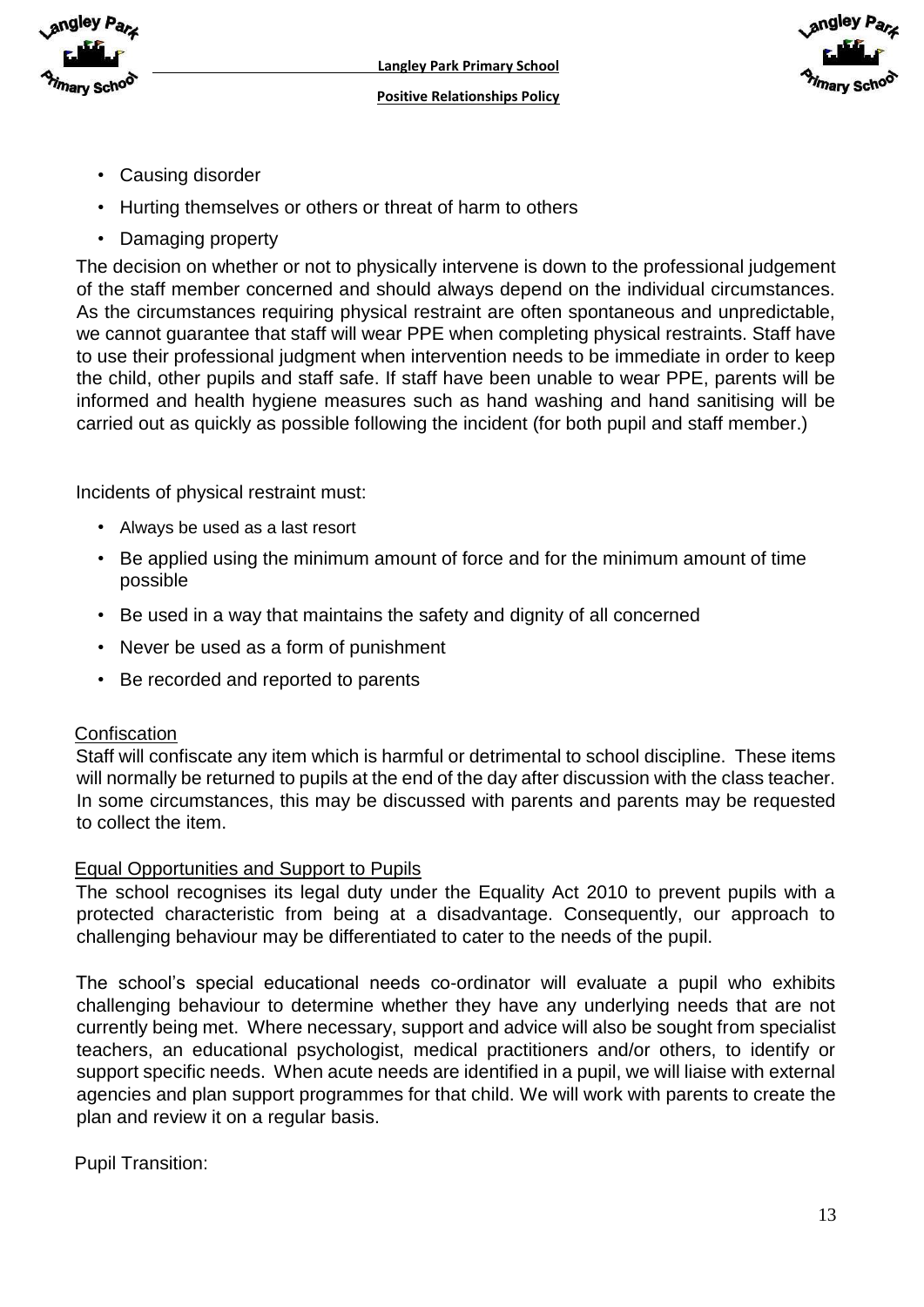- Causing disorder
- Hurting themselves or others or threat of harm to others
- Damaging property

The decision on whether or not to physically intervene is down to the professional judgement of the staff member concerned and should always depend on the individual circumstances. As the circumstances requiring physical restraint are often spontaneous and unpredictable, we cannot guarantee that staff will wear PPE when completing physical restraints. Staff have to use their professional judgment when intervention needs to be immediate in order to keep the child, other pupils and staff safe. If staff have been unable to wear PPE, parents will be informed and health hygiene measures such as hand washing and hand sanitising will be carried out as quickly as possible following the incident (for both pupil and staff member.)

Incidents of physical restraint must:

- Always be used as a last resort
- Be applied using the minimum amount of force and for the minimum amount of time possible
- Be used in a way that maintains the safety and dignity of all concerned
- Never be used as a form of punishment
- Be recorded and reported to parents

Confiscation

Staff will confiscate any item which is harmful or detrimental to school discipline. These items will normally be returned to pupils at the end of the day after discussion with the class teacher. In some circumstances, this may be discussed with parents and parents may be requested to collect the item.

Equal Opportunities and Support to Pupils

The school recognises its legal duty under the Equality Act 2010 to prevent pupils with a protected characteristic from being at a disadvantage. Consequently, our approach to challenging behaviour may be differentiated to cater to the needs of the pupil.

The school's special educational needs co-ordinator will evaluate a pupil who exhibits challenging behaviour to determine whether they have any underlying needs that are not currently being met. Where necessary, support and advice will also be sought from specialist teachers, an educational psychologist, medical practitioners and/or others, to identify or support specific needs. When acute needs are identified in a pupil, we will liaise with external agencies and plan support programmes for that child. We will work with parents to create the plan and review it on a regular basis.

Pupil Transition: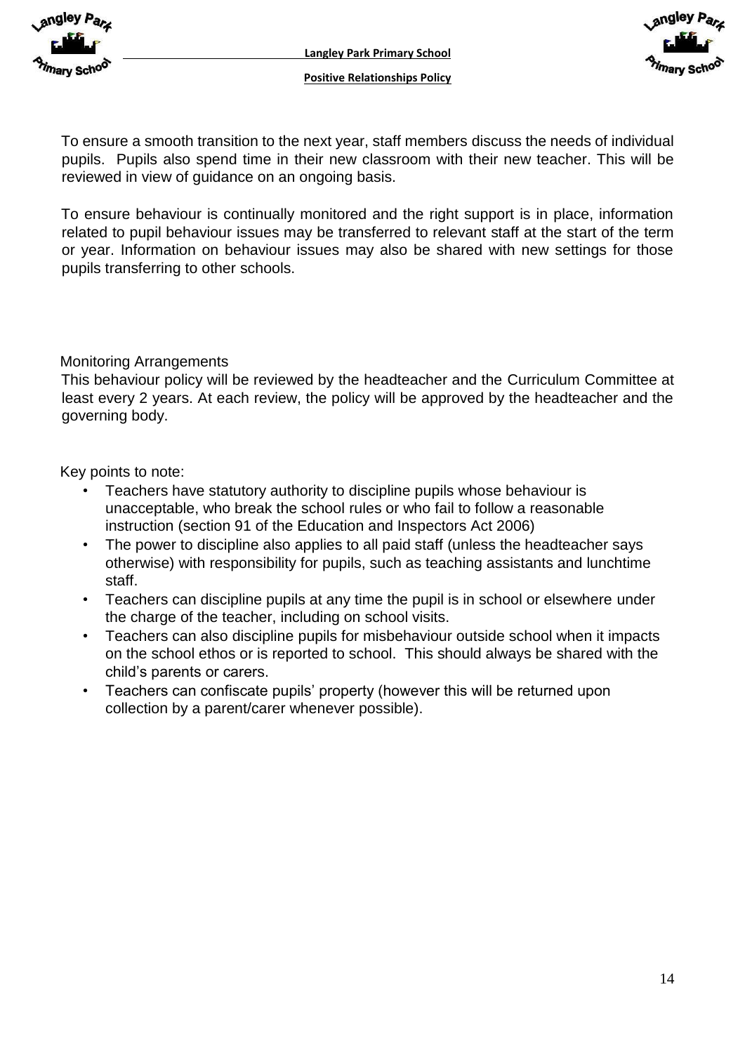To ensure a smooth transition to the next year, staff members discuss the needs of individual pupils. Pupils also spend time in their new classroom with their new teacher. This will be reviewed in view of guidance on an ongoing basis.

To ensure behaviour is continually monitored and the right support is in place, information related to pupil behaviour issues may be transferred to relevant staff at the start of the term or year. Information on behaviour issues may also be shared with new settings for those pupils transferring to other schools.

## Monitoring Arrangements

This behaviour policy will be reviewed by the headteacher and the Curriculum Committee at least every 2 years. At each review, the policy will be approved by the headteacher and the governing body.

Key points to note:

- Teachers have statutory authority to discipline pupils whose behaviour is unacceptable, who break the school rules or who fail to follow a reasonable instruction (section 91 of the Education and Inspectors Act 2006)
- The power to discipline also applies to all paid staff (unless the headteacher says otherwise) with responsibility for pupils, such as teaching assistants and lunchtime staff.
- Teachers can discipline pupils at any time the pupil is in school or elsewhere under the charge of the teacher, including on school visits.
- Teachers can also discipline pupils for misbehaviour outside school when it impacts on the school ethos or is reported to school. This should always be shared with the child's parents or carers.
- Teachers can confiscate pupils' property (however this will be returned upon collection by a parent/carer whenever possible).